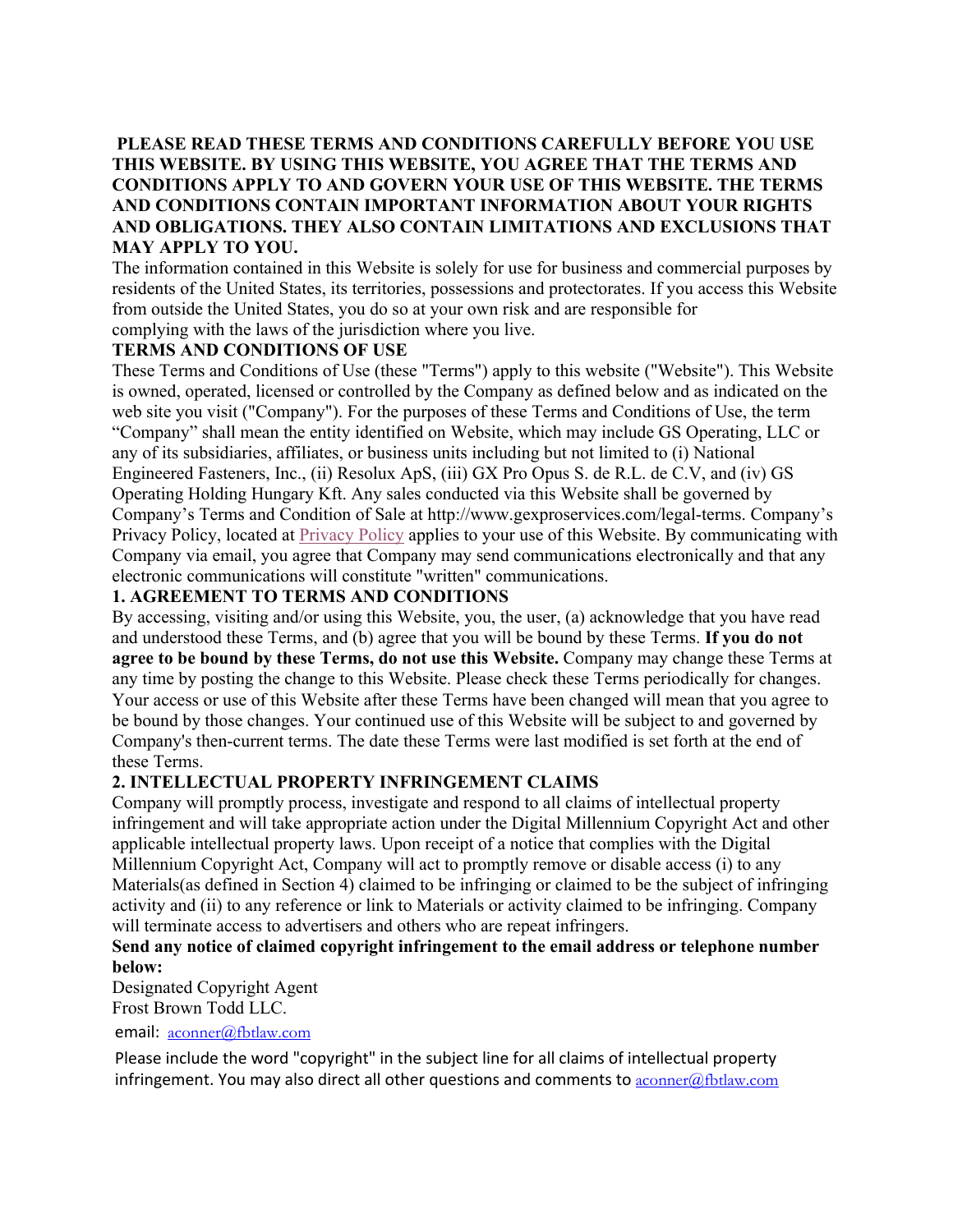**PLEASE READ THESE TERMS AND CONDITIONS CAREFULLY BEFORE YOU USE THIS WEBSITE. BY USING THIS WEBSITE, YOU AGREE THAT THE TERMS AND CONDITIONS APPLY TO AND GOVERN YOUR USE OF THIS WEBSITE. THE TERMS AND CONDITIONS CONTAIN IMPORTANT INFORMATION ABOUT YOUR RIGHTS AND OBLIGATIONS. THEY ALSO CONTAIN LIMITATIONS AND EXCLUSIONS THAT MAY APPLY TO YOU.**

The information contained in this Website is solely for use for business and commercial purposes by residents of the United States, its territories, possessions and protectorates. If you access this Website from outside the United States, you do so at your own risk and are responsible for complying with the laws of the jurisdiction where you live.

## TERMS AND CONDITIONS OF USE

These Terms and Conditions of Use (these "Terms") apply to this website ("Website"). This Website is owned, operated, licensed or controlled by the Company as defined below and as indicated on the web site you visit ("Company"). For the purposes of these Terms and Conditions of Use, the term "Company" shall mean the entity identified on Website, which may include GS Operating, LLC or any of its subsidiaries, affiliates, or business units including but not limited to (i) National Engineered Fasteners, Inc., (ii) Resolux ApS, (iii) GX Pro Opus S. de R.L. de C.V, and (iv) GS Operating Holding Hungary Kft. Any sales conducted via this Website shall be governed by Company's Terms and Condition of Sale at http://www.gexproservices.com/legal-terms. Company's Privacy Policy, located at Privacy Policy applies to your use of this Website. By communicating with Company via email, you agree that Company may send communications electronically and that any electronic communications will constitute "written" communications.

## 1. AGREEMENT TO TERMS AND CONDITIONS

By accessing, visiting and/or using this Website, you, the user, (a) acknowledge that you have read and understood these Terms, and (b) agree that you will be bound by these Terms. **If you do not agree to be bound by these Terms, do not use this Website.** Company may change these Terms at any time by posting the change to this Website. Please check these Terms periodically for changes. Your access or use of this Website after these Terms have been changed will mean that you agree to be bound by those changes. Your continued use of this Website will be subject to and governed by Company's then-current terms. The date these Terms were last modified is set forth at the end of these Terms.

## 2. INTELLECTUAL PROPERTY INFRINGEMENT CLAIMS

Company will promptly process, investigate and respond to all claims of intellectual property infringement and will take appropriate action under the Digital Millennium Copyright Act and other applicable intellectual property laws. Upon receipt of a notice that complies with the Digital Millennium Copyright Act, Company will act to promptly remove or disable access (i) to any Materials(as defined in Section 4) claimed to be infringing or claimed to be the subject of infringing activity and (ii) to any reference or link to Materials or activity claimed to be infringing. Company will terminate access to advertisers and others who are repeat infringers.

**Send any notice of claimed copyright infringement to the email address or telephone number below:**

Designated Copyright Agent
Frost Brown Todd LLC.

email: aconner@fbtlaw.com

Please include the word "copyright" in the subject line for all claims of intellectual property infringement. You may also direct all other questions and comments to aconner@fbtlaw.com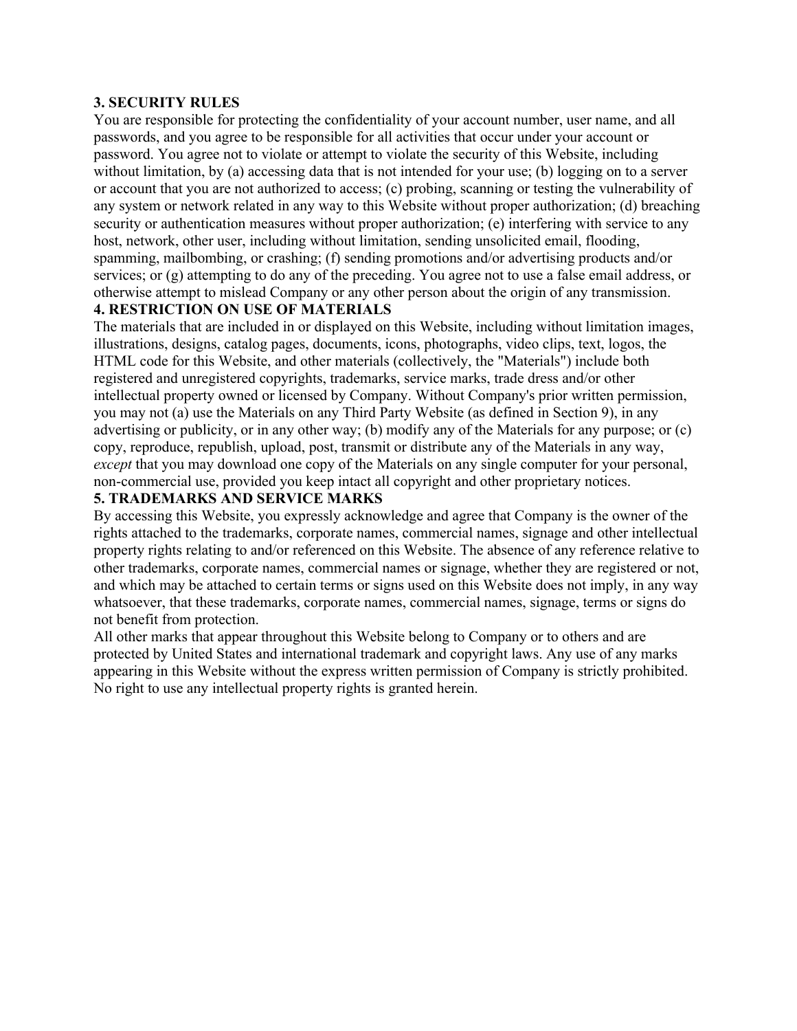## 3. SECURITY RULES

You are responsible for protecting the confidentiality of your account number, user name, and all passwords, and you agree to be responsible for all activities that occur under your account or password. You agree not to violate or attempt to violate the security of this Website, including without limitation, by (a) accessing data that is not intended for your use; (b) logging on to a server or account that you are not authorized to access; (c) probing, scanning or testing the vulnerability of any system or network related in any way to this Website without proper authorization; (d) breaching security or authentication measures without proper authorization; (e) interfering with service to any host, network, other user, including without limitation, sending unsolicited email, flooding, spamming, mailbombing, or crashing; (f) sending promotions and/or advertising products and/or services; or (g) attempting to do any of the preceding. You agree not to use a false email address, or otherwise attempt to mislead Company or any other person about the origin of any transmission.

## 4. RESTRICTION ON USE OF MATERIALS

The materials that are included in or displayed on this Website, including without limitation images, illustrations, designs, catalog pages, documents, icons, photographs, video clips, text, logos, the HTML code for this Website, and other materials (collectively, the "Materials") include both registered and unregistered copyrights, trademarks, service marks, trade dress and/or other intellectual property owned or licensed by Company. Without Company's prior written permission, you may not (a) use the Materials on any Third Party Website (as defined in Section 9), in any advertising or publicity, or in any other way; (b) modify any of the Materials for any purpose; or (c) copy, reproduce, republish, upload, post, transmit or distribute any of the Materials in any way, *except* that you may download one copy of the Materials on any single computer for your personal, non-commercial use, provided you keep intact all copyright and other proprietary notices.

## 5. TRADEMARKS AND SERVICE MARKS

By accessing this Website, you expressly acknowledge and agree that Company is the owner of the rights attached to the trademarks, corporate names, commercial names, signage and other intellectual property rights relating to and/or referenced on this Website. The absence of any reference relative to other trademarks, corporate names, commercial names or signage, whether they are registered or not, and which may be attached to certain terms or signs used on this Website does not imply, in any way whatsoever, that these trademarks, corporate names, commercial names, signage, terms or signs do not benefit from protection.

All other marks that appear throughout this Website belong to Company or to others and are protected by United States and international trademark and copyright laws. Any use of any marks appearing in this Website without the express written permission of Company is strictly prohibited. No right to use any intellectual property rights is granted herein.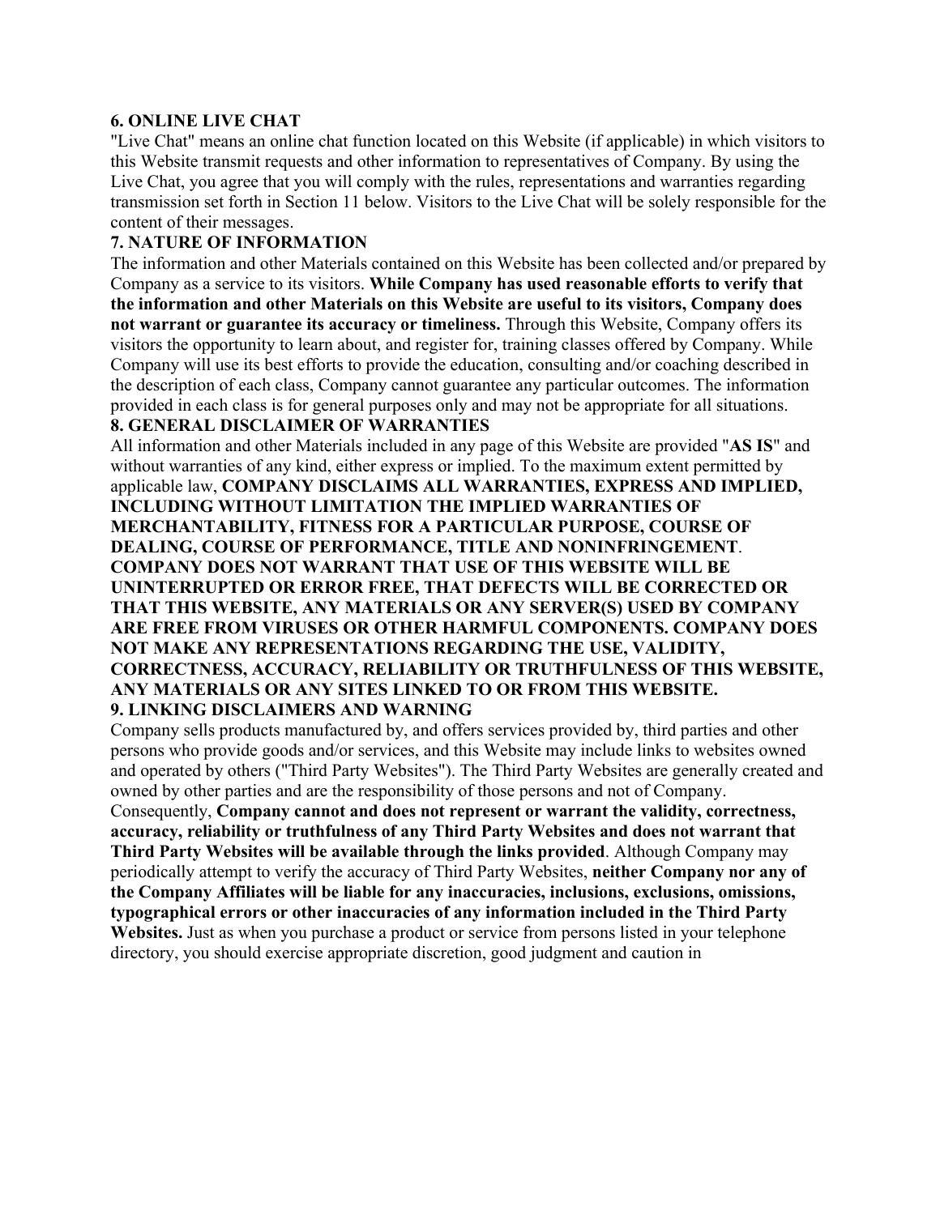**6. ONLINE LIVE CHAT**

"Live Chat" means an online chat function located on this Website (if applicable) in which visitors to this Website transmit requests and other information to representatives of Company. By using the Live Chat, you agree that you will comply with the rules, representations and warranties regarding transmission set forth in Section 11 below. Visitors to the Live Chat will be solely responsible for the content of their messages.

**7. NATURE OF INFORMATION**

The information and other Materials contained on this Website has been collected and/or prepared by Company as a service to its visitors. **While Company has used reasonable efforts to verify that the information and other Materials on this Website are useful to its visitors, Company does not warrant or guarantee its accuracy or timeliness.** Through this Website, Company offers its visitors the opportunity to learn about, and register for, training classes offered by Company. While Company will use its best efforts to provide the education, consulting and/or coaching described in the description of each class, Company cannot guarantee any particular outcomes. The information provided in each class is for general purposes only and may not be appropriate for all situations.

**8. GENERAL DISCLAIMER OF WARRANTIES**

All information and other Materials included in any page of this Website are provided "**AS IS**" and without warranties of any kind, either express or implied. To the maximum extent permitted by applicable law, **COMPANY DISCLAIMS ALL WARRANTIES, EXPRESS AND IMPLIED, INCLUDING WITHOUT LIMITATION THE IMPLIED WARRANTIES OF MERCHANTABILITY, FITNESS FOR A PARTICULAR PURPOSE, COURSE OF DEALING, COURSE OF PERFORMANCE, TITLE AND NONINFRINGEMENT**. **COMPANY DOES NOT WARRANT THAT USE OF THIS WEBSITE WILL BE UNINTERRUPTED OR ERROR FREE, THAT DEFECTS WILL BE CORRECTED OR THAT THIS WEBSITE, ANY MATERIALS OR ANY SERVER(S) USED BY COMPANY ARE FREE FROM VIRUSES OR OTHER HARMFUL COMPONENTS. COMPANY DOES NOT MAKE ANY REPRESENTATIONS REGARDING THE USE, VALIDITY, CORRECTNESS, ACCURACY, RELIABILITY OR TRUTHFULNESS OF THIS WEBSITE, ANY MATERIALS OR ANY SITES LINKED TO OR FROM THIS WEBSITE.**

**9. LINKING DISCLAIMERS AND WARNING**

Company sells products manufactured by, and offers services provided by, third parties and other persons who provide goods and/or services, and this Website may include links to websites owned and operated by others ("Third Party Websites"). The Third Party Websites are generally created and owned by other parties and are the responsibility of those persons and not of Company. Consequently, **Company cannot and does not represent or warrant the validity, correctness, accuracy, reliability or truthfulness of any Third Party Websites and does not warrant that Third Party Websites will be available through the links provided**. Although Company may periodically attempt to verify the accuracy of Third Party Websites, **neither Company nor any of the Company Affiliates will be liable for any inaccuracies, inclusions, exclusions, omissions, typographical errors or other inaccuracies of any information included in the Third Party Websites.** Just as when you purchase a product or service from persons listed in your telephone directory, you should exercise appropriate discretion, good judgment and caution in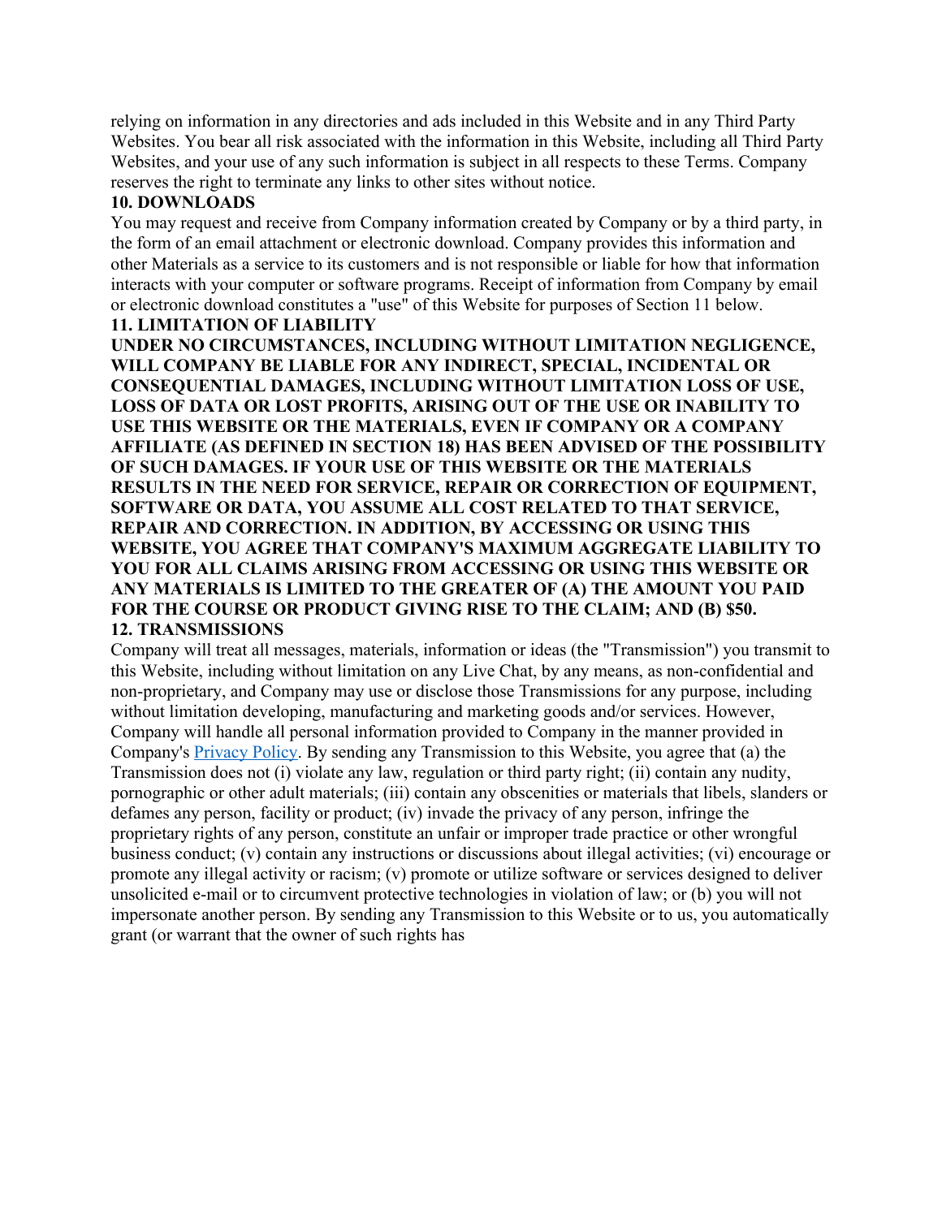relying on information in any directories and ads included in this Website and in any Third Party Websites. You bear all risk associated with the information in this Website, including all Third Party Websites, and your use of any such information is subject in all respects to these Terms. Company reserves the right to terminate any links to other sites without notice.

**10. DOWNLOADS**

You may request and receive from Company information created by Company or by a third party, in the form of an email attachment or electronic download. Company provides this information and other Materials as a service to its customers and is not responsible or liable for how that information interacts with your computer or software programs. Receipt of information from Company by email or electronic download constitutes a "use" of this Website for purposes of Section 11 below.

**11. LIMITATION OF LIABILITY**

**UNDER NO CIRCUMSTANCES, INCLUDING WITHOUT LIMITATION NEGLIGENCE, WILL COMPANY BE LIABLE FOR ANY INDIRECT, SPECIAL, INCIDENTAL OR CONSEQUENTIAL DAMAGES, INCLUDING WITHOUT LIMITATION LOSS OF USE, LOSS OF DATA OR LOST PROFITS, ARISING OUT OF THE USE OR INABILITY TO USE THIS WEBSITE OR THE MATERIALS, EVEN IF COMPANY OR A COMPANY AFFILIATE (AS DEFINED IN SECTION 18) HAS BEEN ADVISED OF THE POSSIBILITY OF SUCH DAMAGES. IF YOUR USE OF THIS WEBSITE OR THE MATERIALS RESULTS IN THE NEED FOR SERVICE, REPAIR OR CORRECTION OF EQUIPMENT, SOFTWARE OR DATA, YOU ASSUME ALL COST RELATED TO THAT SERVICE, REPAIR AND CORRECTION. IN ADDITION, BY ACCESSING OR USING THIS WEBSITE, YOU AGREE THAT COMPANY'S MAXIMUM AGGREGATE LIABILITY TO YOU FOR ALL CLAIMS ARISING FROM ACCESSING OR USING THIS WEBSITE OR ANY MATERIALS IS LIMITED TO THE GREATER OF (A) THE AMOUNT YOU PAID FOR THE COURSE OR PRODUCT GIVING RISE TO THE CLAIM; AND (B) $50.**

**12. TRANSMISSIONS**

Company will treat all messages, materials, information or ideas (the "Transmission") you transmit to this Website, including without limitation on any Live Chat, by any means, as non-confidential and non-proprietary, and Company may use or disclose those Transmissions for any purpose, including without limitation developing, manufacturing and marketing goods and/or services. However, Company will handle all personal information provided to Company in the manner provided in Company's [Privacy Policy](). By sending any Transmission to this Website, you agree that (a) the Transmission does not (i) violate any law, regulation or third party right; (ii) contain any nudity, pornographic or other adult materials; (iii) contain any obscenities or materials that libels, slanders or defames any person, facility or product; (iv) invade the privacy of any person, infringe the proprietary rights of any person, constitute an unfair or improper trade practice or other wrongful business conduct; (v) contain any instructions or discussions about illegal activities; (vi) encourage or promote any illegal activity or racism; (v) promote or utilize software or services designed to deliver unsolicited e-mail or to circumvent protective technologies in violation of law; or (b) you will not impersonate another person. By sending any Transmission to this Website or to us, you automatically grant (or warrant that the owner of such rights has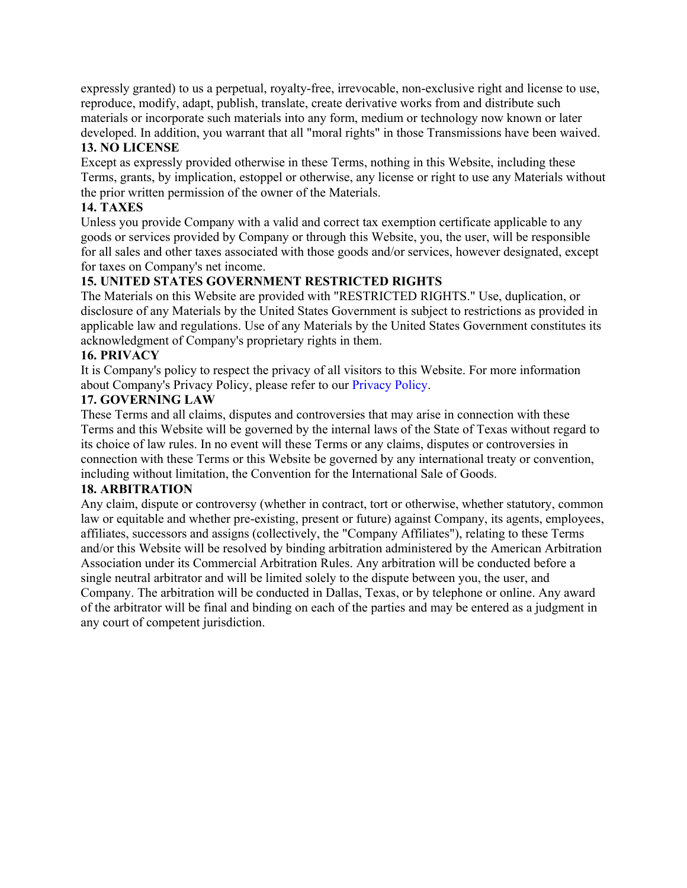expressly granted) to us a perpetual, royalty-free, irrevocable, non-exclusive right and license to use, reproduce, modify, adapt, publish, translate, create derivative works from and distribute such materials or incorporate such materials into any form, medium or technology now known or later developed. In addition, you warrant that all "moral rights" in those Transmissions have been waived.

**13. NO LICENSE**

Except as expressly provided otherwise in these Terms, nothing in this Website, including these Terms, grants, by implication, estoppel or otherwise, any license or right to use any Materials without the prior written permission of the owner of the Materials.

**14. TAXES**

Unless you provide Company with a valid and correct tax exemption certificate applicable to any goods or services provided by Company or through this Website, you, the user, will be responsible for all sales and other taxes associated with those goods and/or services, however designated, except for taxes on Company's net income.

**15. UNITED STATES GOVERNMENT RESTRICTED RIGHTS**

The Materials on this Website are provided with "RESTRICTED RIGHTS." Use, duplication, or disclosure of any Materials by the United States Government is subject to restrictions as provided in applicable law and regulations. Use of any Materials by the United States Government constitutes its acknowledgment of Company's proprietary rights in them.

**16. PRIVACY**

It is Company's policy to respect the privacy of all visitors to this Website. For more information about Company's Privacy Policy, please refer to our Privacy Policy.

**17. GOVERNING LAW**

These Terms and all claims, disputes and controversies that may arise in connection with these Terms and this Website will be governed by the internal laws of the State of Texas without regard to its choice of law rules. In no event will these Terms or any claims, disputes or controversies in connection with these Terms or this Website be governed by any international treaty or convention, including without limitation, the Convention for the International Sale of Goods.

**18. ARBITRATION**

Any claim, dispute or controversy (whether in contract, tort or otherwise, whether statutory, common law or equitable and whether pre-existing, present or future) against Company, its agents, employees, affiliates, successors and assigns (collectively, the "Company Affiliates"), relating to these Terms and/or this Website will be resolved by binding arbitration administered by the American Arbitration Association under its Commercial Arbitration Rules. Any arbitration will be conducted before a single neutral arbitrator and will be limited solely to the dispute between you, the user, and Company. The arbitration will be conducted in Dallas, Texas, or by telephone or online. Any award of the arbitrator will be final and binding on each of the parties and may be entered as a judgment in any court of competent jurisdiction.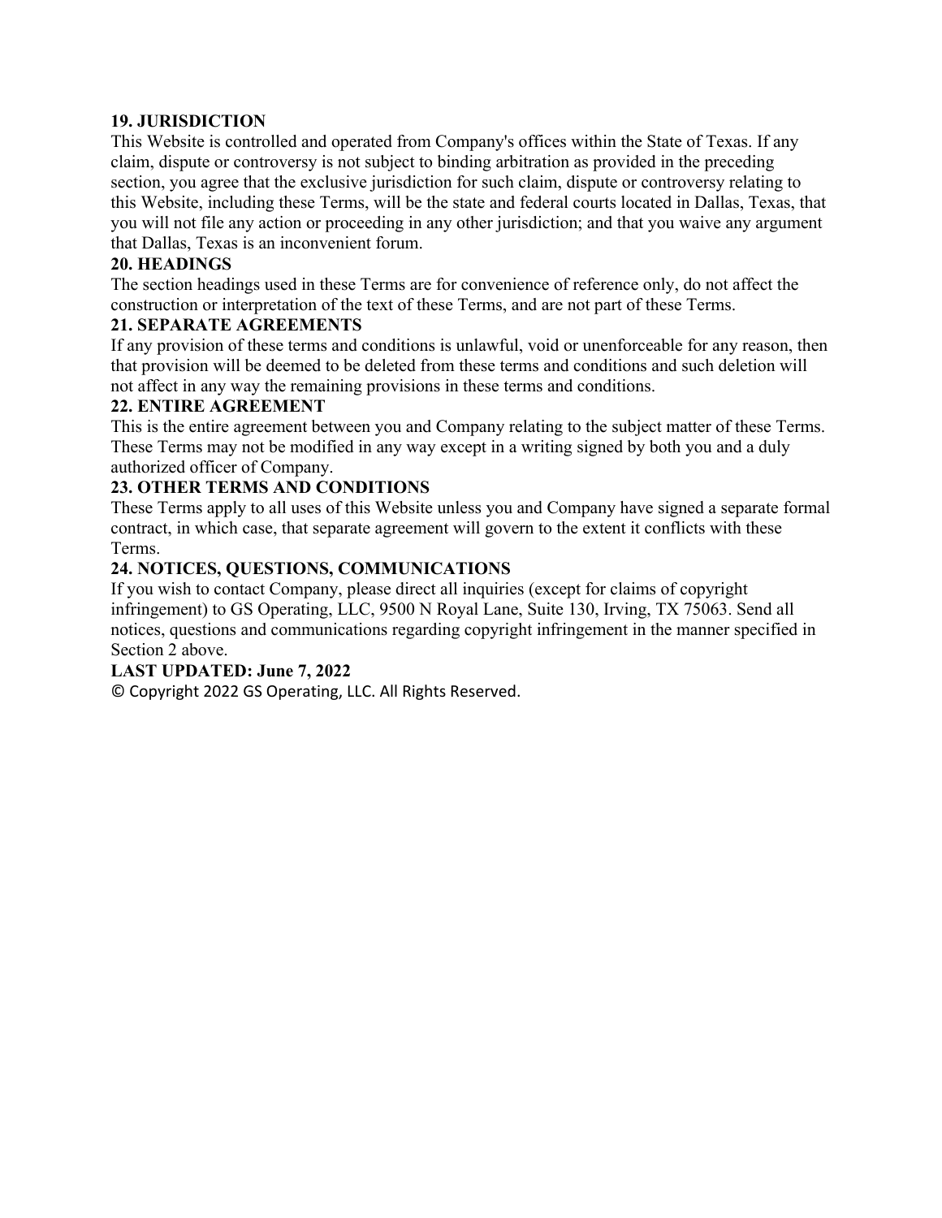**19. JURISDICTION**

This Website is controlled and operated from Company's offices within the State of Texas. If any claim, dispute or controversy is not subject to binding arbitration as provided in the preceding section, you agree that the exclusive jurisdiction for such claim, dispute or controversy relating to this Website, including these Terms, will be the state and federal courts located in Dallas, Texas, that you will not file any action or proceeding in any other jurisdiction; and that you waive any argument that Dallas, Texas is an inconvenient forum.

**20. HEADINGS**

The section headings used in these Terms are for convenience of reference only, do not affect the construction or interpretation of the text of these Terms, and are not part of these Terms.

**21. SEPARATE AGREEMENTS**

If any provision of these terms and conditions is unlawful, void or unenforceable for any reason, then that provision will be deemed to be deleted from these terms and conditions and such deletion will not affect in any way the remaining provisions in these terms and conditions.

**22. ENTIRE AGREEMENT**

This is the entire agreement between you and Company relating to the subject matter of these Terms. These Terms may not be modified in any way except in a writing signed by both you and a duly authorized officer of Company.

**23. OTHER TERMS AND CONDITIONS**

These Terms apply to all uses of this Website unless you and Company have signed a separate formal contract, in which case, that separate agreement will govern to the extent it conflicts with these Terms.

**24. NOTICES, QUESTIONS, COMMUNICATIONS**

If you wish to contact Company, please direct all inquiries (except for claims of copyright infringement) to GS Operating, LLC, 9500 N Royal Lane, Suite 130, Irving, TX 75063. Send all notices, questions and communications regarding copyright infringement in the manner specified in Section 2 above.

**LAST UPDATED: June 7, 2022**

© Copyright 2022 GS Operating, LLC. All Rights Reserved.